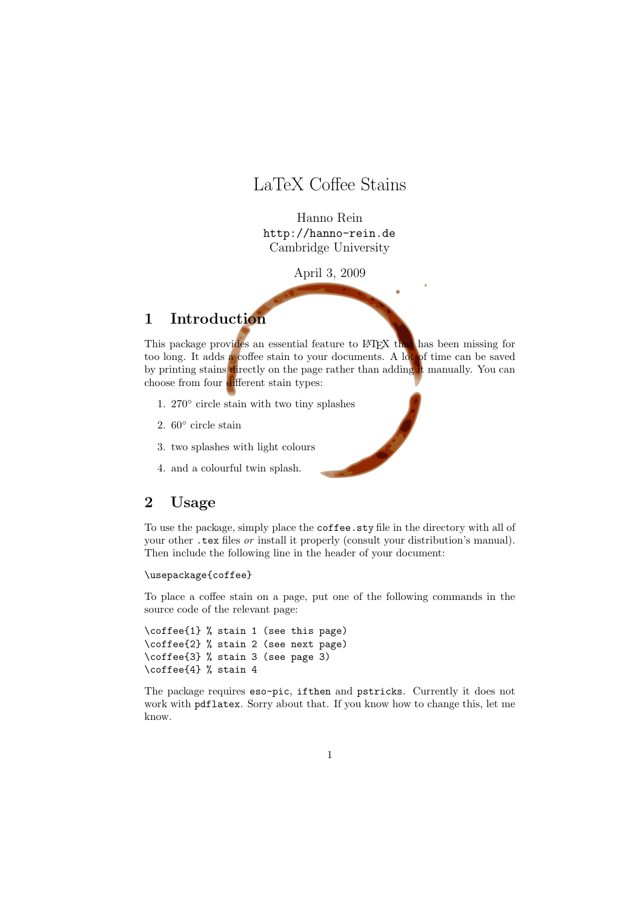# LaTeX Coffee Stains

Hanno Rein
`http://hanno-rein.de`
Cambridge University

April 3, 2009

## 1 Introduction

This package provides an essential feature to LaTeX that has been missing for too long. It adds a coffee stain to your documents. A lot of time can be saved by printing stains directly on the page rather than adding it manually. You can choose from four different stain types:

1. 270° circle stain with two tiny splashes
2. 60° circle stain
3. two splashes with light colours
4. and a colourful twin splash.

## 2 Usage

To use the package, simply place the `coffee.sty` file in the directory with all of your other `.tex` files *or* install it properly (consult your distribution's manual). Then include the following line in the header of your document:

```
\usepackage{coffee}
```

To place a coffee stain on a page, put one of the following commands in the source code of the relevant page:

```
\coffee{1} % stain 1 (see this page)
\coffee{2} % stain 2 (see next page)
\coffee{3} % stain 3 (see page 3)
\coffee{4} % stain 4
```

The package requires `eso-pic`, `ifthen` and `pstricks`. Currently it does not work with `pdflatex`. Sorry about that. If you know how to change this, let me know.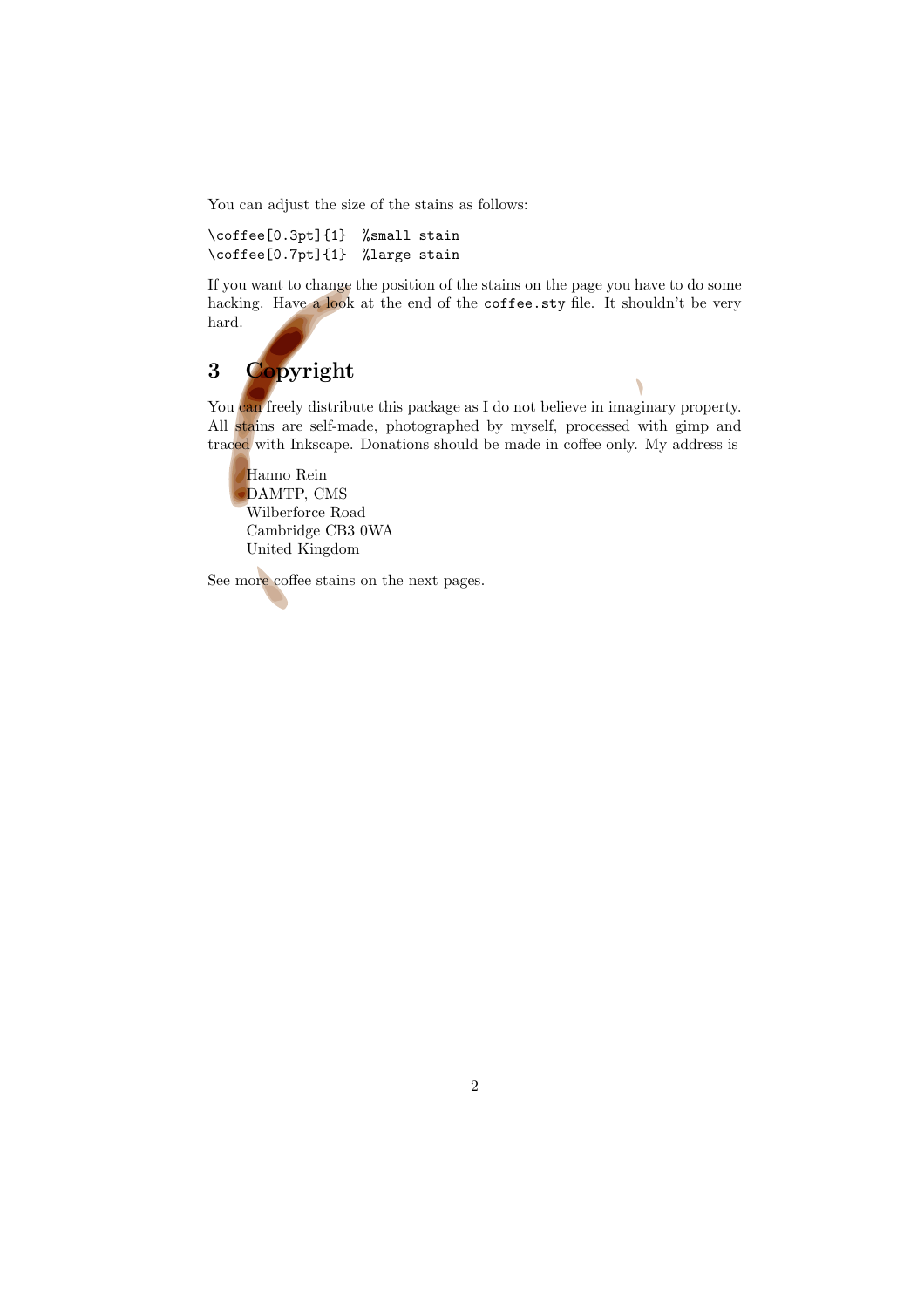You can adjust the size of the stains as follows:

```
\coffee[0.3pt]{1}  %small stain
\coffee[0.7pt]{1}  %large stain
```

If you want to change the position of the stains on the page you have to do some hacking. Have a look at the end of the `coffee.sty` file. It shouldn't be very hard.

## 3 Copyright

You can freely distribute this package as I do not believe in imaginary property. All stains are self-made, photographed by myself, processed with gimp and traced with Inkscape. Donations should be made in coffee only. My address is

Hanno Rein
DAMTP, CMS
Wilberforce Road
Cambridge CB3 0WA
United Kingdom

See more coffee stains on the next pages.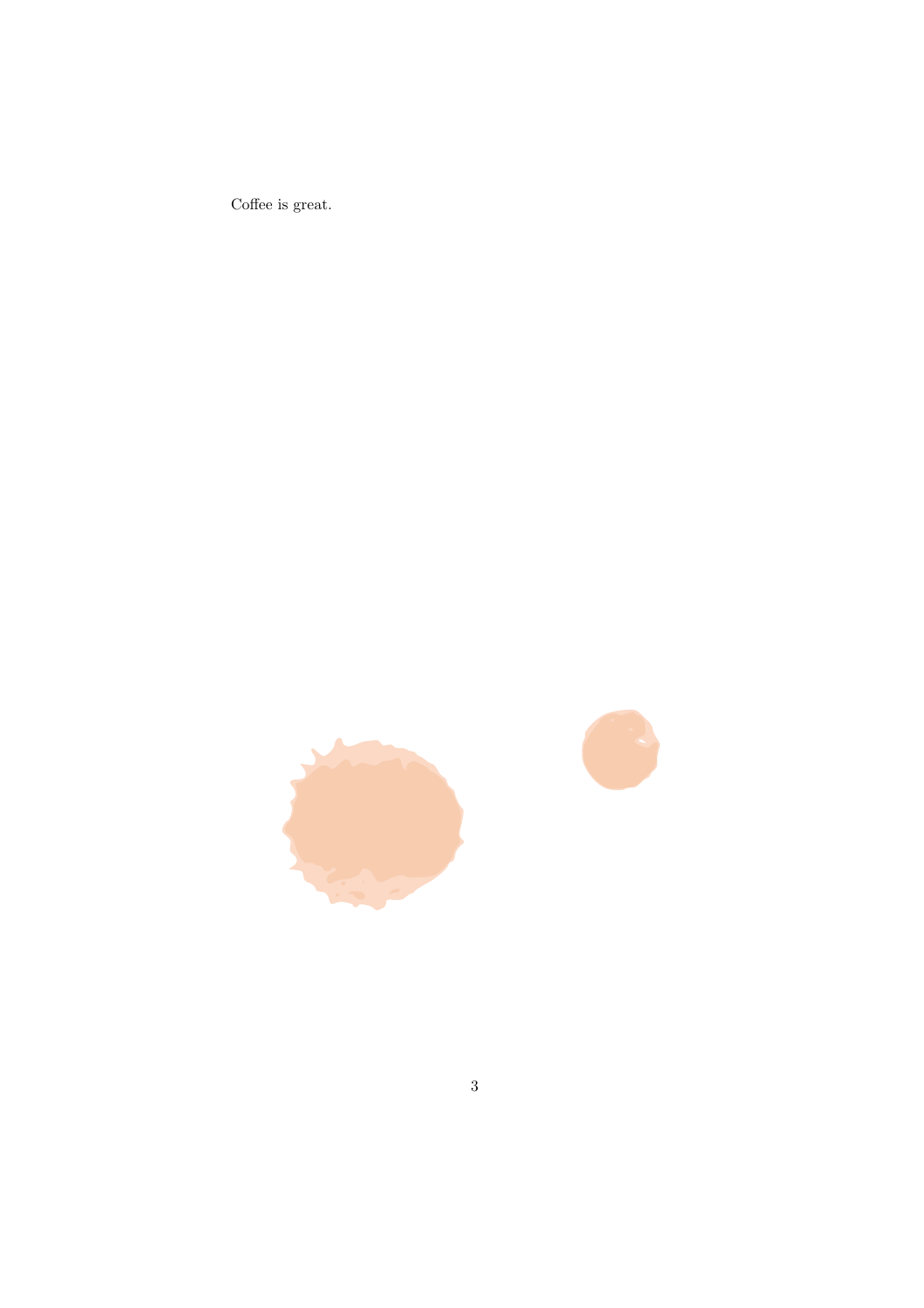Coffee is great.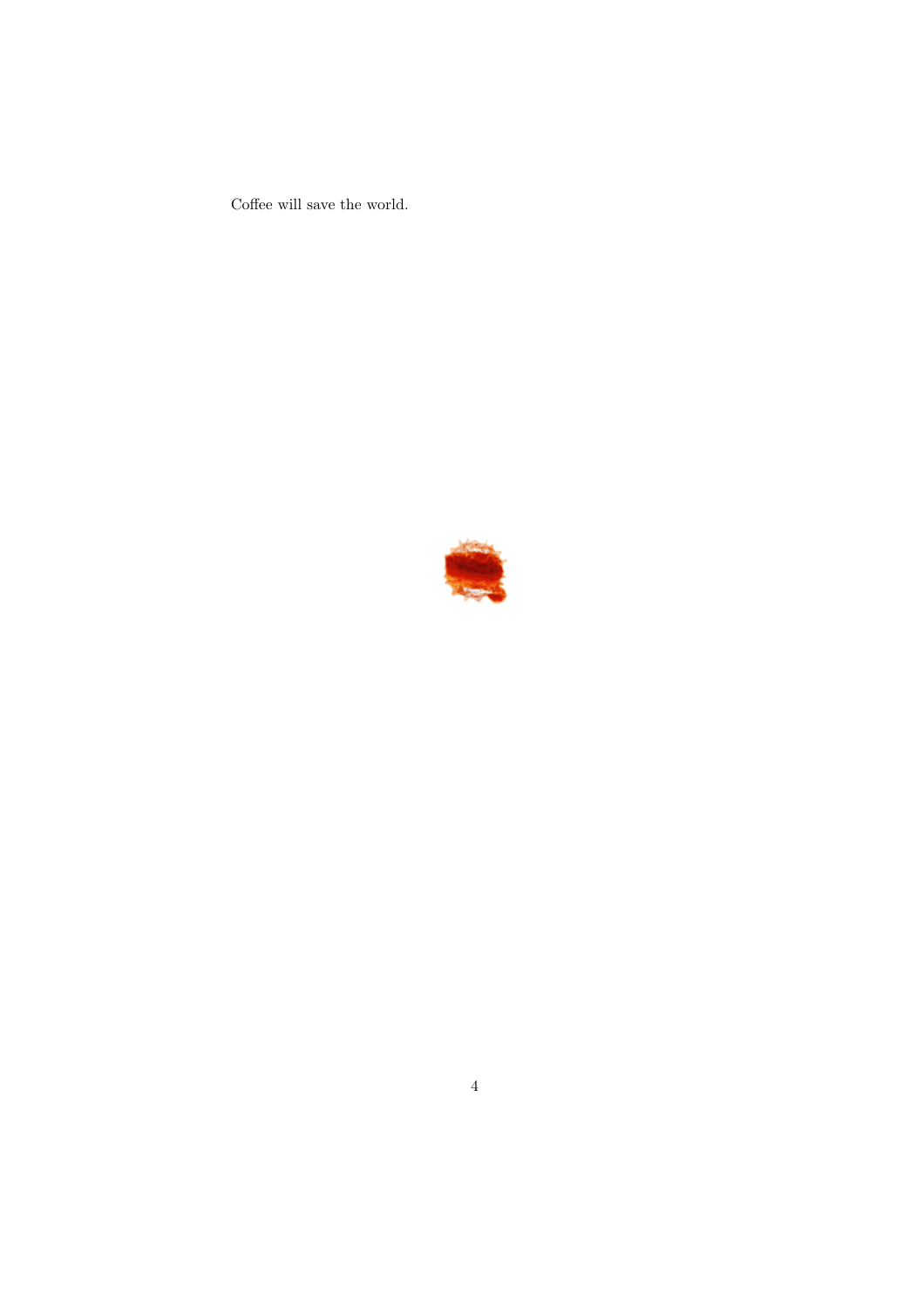Coffee will save the world.